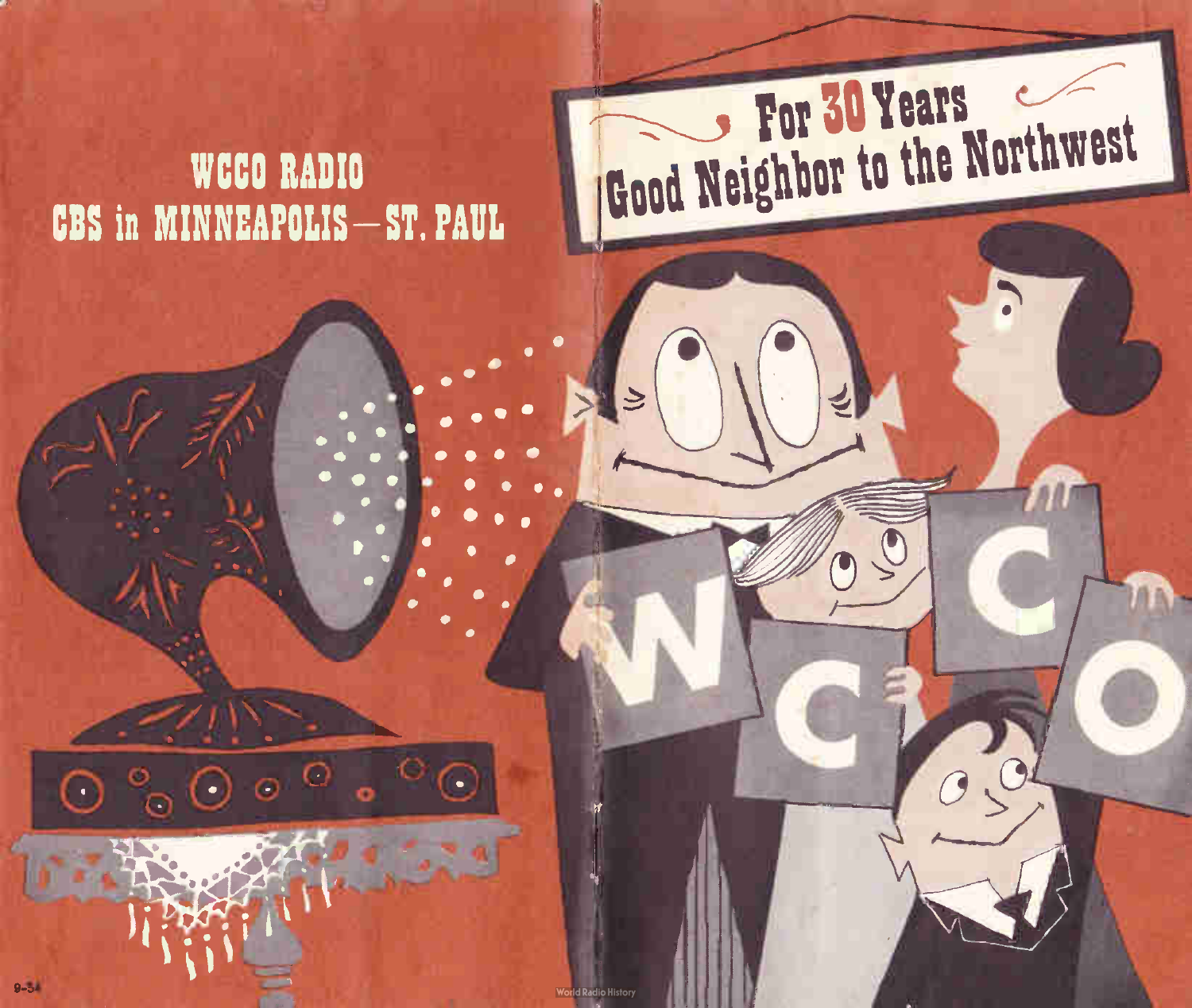# WCCO RADIO

## CBS in MINNEAPOLIS—ST. PAUL

# For 30 Years Good Neighbor to the Northwest

W C C O

9-54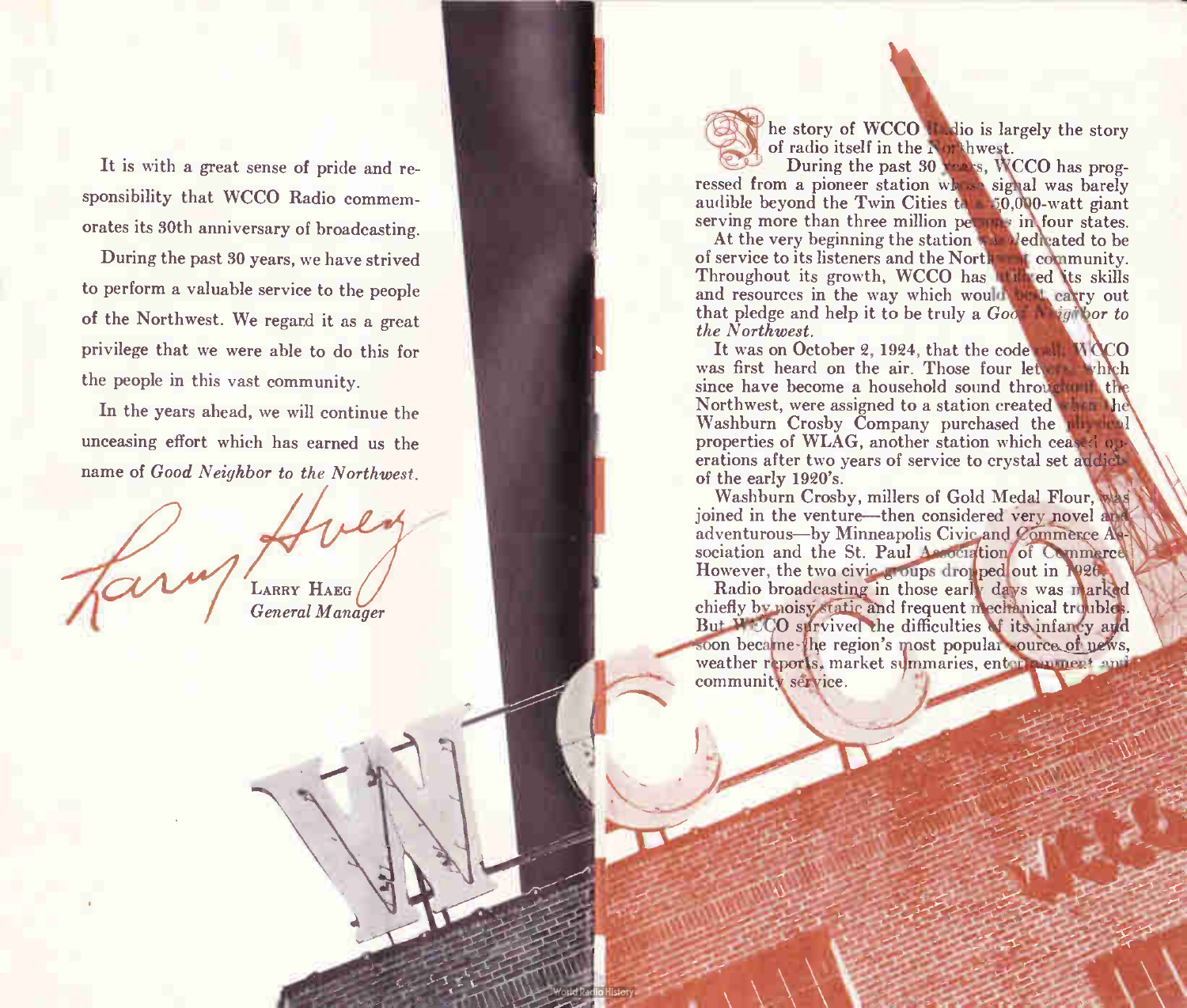It is with a great sense of pride and responsibility that WCCO Radio commemorates its 30th anniversary of broadcasting.

During the past 30 years, we have strived to perform a valuable service to the people of the Northwest. We regard it as a great privilege that we were able to do this for the people in this vast community.

In the years ahead, we will continue the unceasing effort which has earned us the name of *Good Neighbor to the Northwest.*

LARRY HAEG
*General Manager*

The story of WCCO Radio is largely the story of radio itself in the Northwest.

During the past 30 years, WCCO has progressed from a pioneer station whose signal was barely audible beyond the Twin Cities to a 50,000-watt giant serving more than three million persons in four states.

At the very beginning the station was dedicated to be of service to its listeners and the Northwest community. Throughout its growth, WCCO has utilized its skills and resources in the way which would best carry out that pledge and help it to be truly a *Good Neighbor to the Northwest.*

It was on October 2, 1924, that the code call, WCCO was first heard on the air. Those four letters, which since have become a household sound throughout the Northwest, were assigned to a station created when the Washburn Crosby Company purchased the physical properties of WLAG, another station which ceased operations after two years of service to crystal set addicts of the early 1920's.

Washburn Crosby, millers of Gold Medal Flour, was joined in the venture—then considered very novel and adventurous—by Minneapolis Civic and Commerce Association and the St. Paul Association of Commerce. However, the two civic groups dropped out in 1926.

Radio broadcasting in those early days was marked chiefly by noisy static and frequent mechanical troubles. But WCCO survived the difficulties of its infancy and soon became the region's most popular source of news, weather reports, market summaries, entertainment and community service.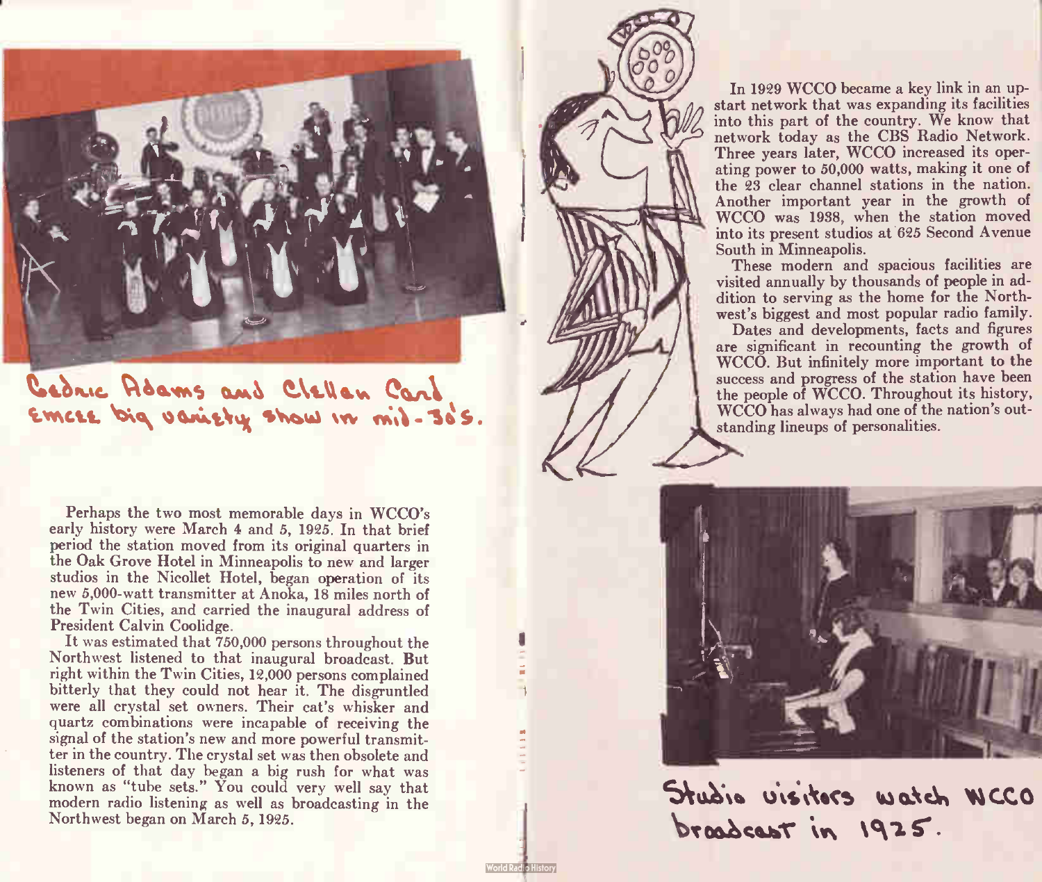Cedric Adams and Clellan Card emcee big variety show in mid-30's.

Perhaps the two most memorable days in WCCO's early history were March 4 and 5, 1925. In that brief period the station moved from its original quarters in the Oak Grove Hotel in Minneapolis to new and larger studios in the Nicollet Hotel, began operation of its new 5,000-watt transmitter at Anoka, 18 miles north of the Twin Cities, and carried the inaugural address of President Calvin Coolidge.

It was estimated that 750,000 persons throughout the Northwest listened to that inaugural broadcast. But right within the Twin Cities, 12,000 persons complained bitterly that they could not hear it. The disgruntled were all crystal set owners. Their cat's whisker and quartz combinations were incapable of receiving the signal of the station's new and more powerful transmitter in the country. The crystal set was then obsolete and listeners of that day began a big rush for what was known as "tube sets." You could very well say that modern radio listening as well as broadcasting in the Northwest began on March 5, 1925.

In 1929 WCCO became a key link in an upstart network that was expanding its facilities into this part of the country. We know that network today as the CBS Radio Network. Three years later, WCCO increased its operating power to 50,000 watts, making it one of the 23 clear channel stations in the nation. Another important year in the growth of WCCO was 1938, when the station moved into its present studios at 625 Second Avenue South in Minneapolis.

These modern and spacious facilities are visited annually by thousands of people in addition to serving as the home for the Northwest's biggest and most popular radio family.

Dates and developments, facts and figures are significant in recounting the growth of WCCO. But infinitely more important to the success and progress of the station have been the people of WCCO. Throughout its history, WCCO has always had one of the nation's outstanding lineups of personalities.

Studio visitors watch WCCO broadcast in 1925.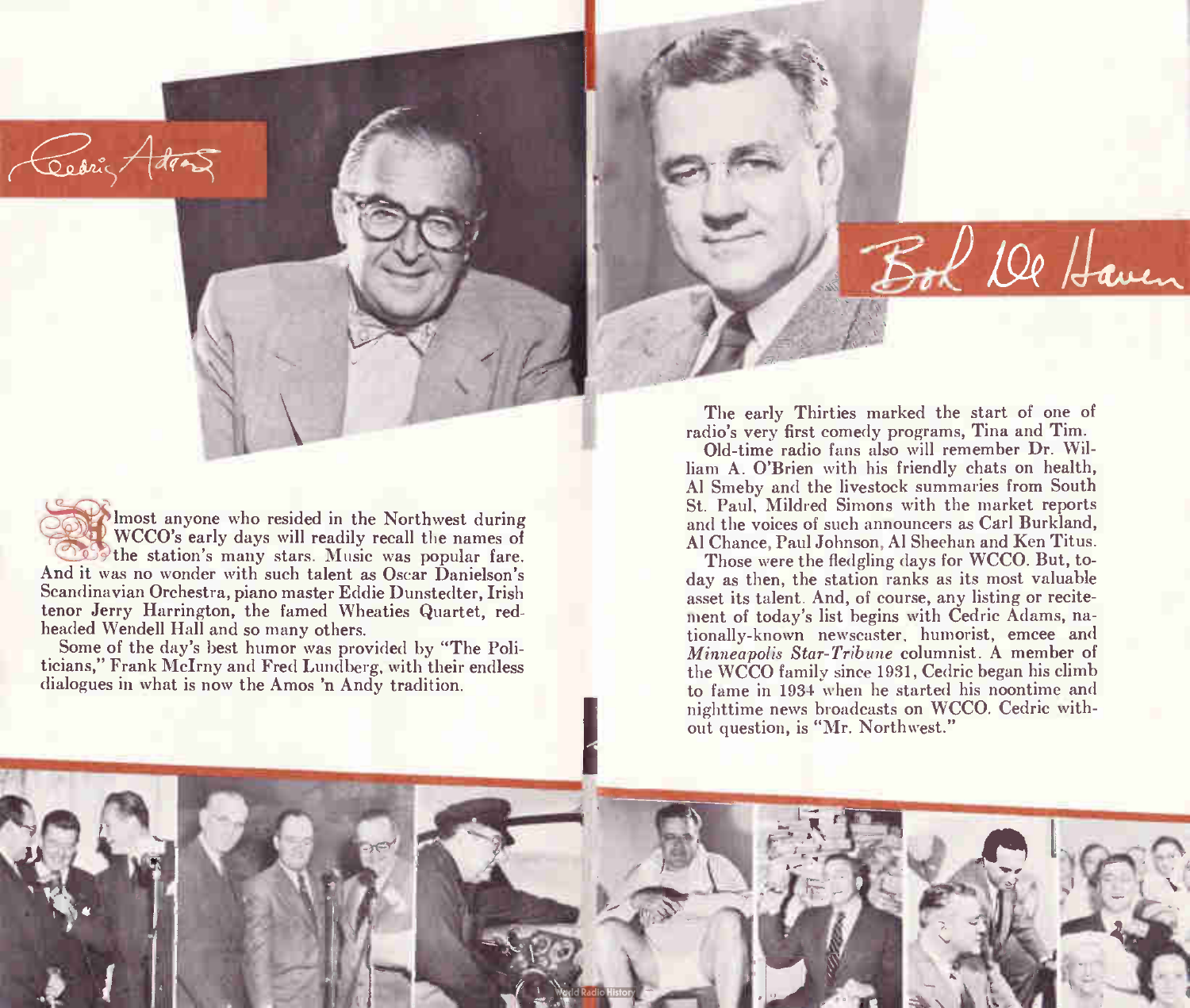Cedric Adams

Bob De Haven

Almost anyone who resided in the Northwest during WCCO's early days will readily recall the names of the station's many stars. Music was popular fare. And it was no wonder with such talent as Oscar Danielson's Scandinavian Orchestra, piano master Eddie Dunstedter, Irish tenor Jerry Harrington, the famed Wheaties Quartet, red-headed Wendell Hall and so many others.

Some of the day's best humor was provided by "The Politicians," Frank McIrny and Fred Lundberg, with their endless dialogues in what is now the Amos 'n Andy tradition.

The early Thirties marked the start of one of radio's very first comedy programs, Tina and Tim.

Old-time radio fans also will remember Dr. William A. O'Brien with his friendly chats on health, Al Smeby and the livestock summaries from South St. Paul, Mildred Simons with the market reports and the voices of such announcers as Carl Burkland, Al Chance, Paul Johnson, Al Sheehan and Ken Titus.

Those were the fledgling days for WCCO. But, today as then, the station ranks as its most valuable asset its talent. And, of course, any listing or recitement of today's list begins with Cedric Adams, nationally-known newscaster, humorist, emcee and *Minneapolis Star-Tribune* columnist. A member of the WCCO family since 1931, Cedric began his climb to fame in 1934 when he started his noontime and nighttime news broadcasts on WCCO. Cedric without question, is "Mr. Northwest."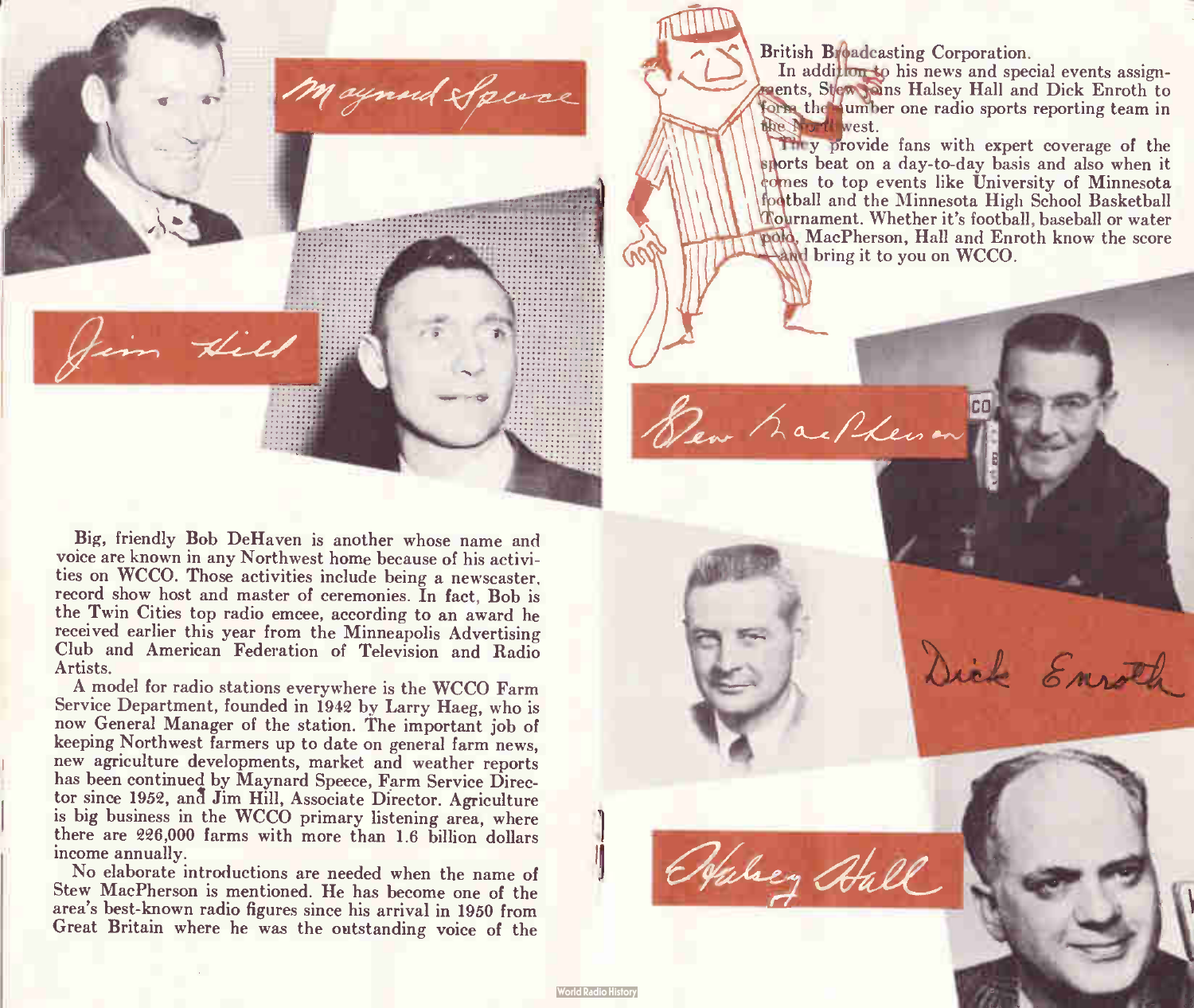Maynard Speece

Jim Hill

Big, friendly Bob DeHaven is another whose name and voice are known in any Northwest home because of his activities on WCCO. Those activities include being a newscaster, record show host and master of ceremonies. In fact, Bob is the Twin Cities top radio emcee, according to an award he received earlier this year from the Minneapolis Advertising Club and American Federation of Television and Radio Artists.

A model for radio stations everywhere is the WCCO Farm Service Department, founded in 1942 by Larry Haeg, who is now General Manager of the station. The important job of keeping Northwest farmers up to date on general farm news, new agriculture developments, market and weather reports has been continued by Maynard Speece, Farm Service Director since 1952, and Jim Hill, Associate Director. Agriculture is big business in the WCCO primary listening area, where there are 226,000 farms with more than 1.6 billion dollars income annually.

No elaborate introductions are needed when the name of Stew MacPherson is mentioned. He has become one of the area's best-known radio figures since his arrival in 1950 from Great Britain where he was the outstanding voice of the British Broadcasting Corporation.

In addition to his news and special events assignments, Stew joins Halsey Hall and Dick Enroth to form the number one radio sports reporting team in the Northwest.

They provide fans with expert coverage of the sports beat on a day-to-day basis and also when it comes to top events like University of Minnesota football and the Minnesota High School Basketball Tournament. Whether it's football, baseball or water polo, MacPherson, Hall and Enroth know the score and bring it to you on WCCO.

Stew MacPherson

Dick Enroth

Halsey Hall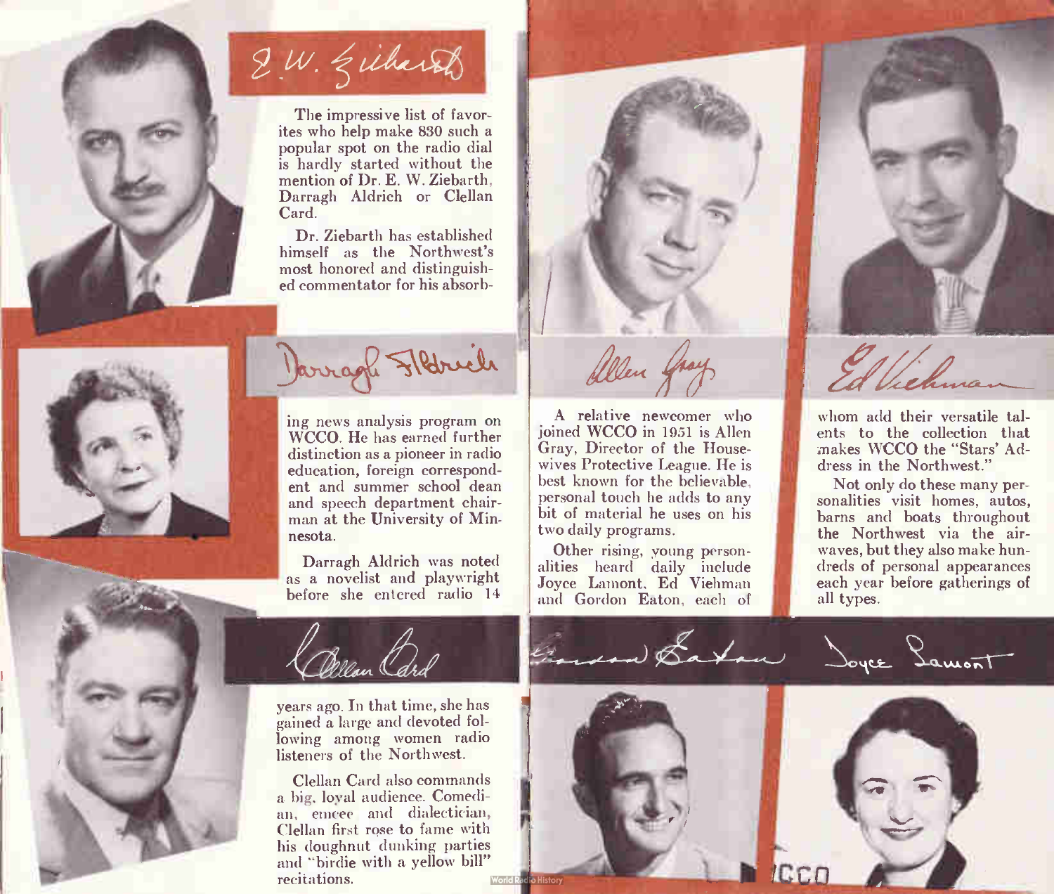E. W. Ziebarth

The impressive list of favorites who help make 830 such a popular spot on the radio dial is hardly started without the mention of Dr. E. W. Ziebarth, Darragh Aldrich or Clellan Card.

Dr. Ziebarth has established himself as the Northwest's most honored and distinguished commentator for his absorbing news analysis program on WCCO. He has earned further distinction as a pioneer in radio education, foreign correspondent and summer school dean and speech department chairman at the University of Minnesota.

Darragh Aldrich

Darragh Aldrich was noted as a novelist and playwright before she entered radio 14 years ago. In that time, she has gained a large and devoted following among women radio listeners of the Northwest.

Clellan Card

Clellan Card also commands a big, loyal audience. Comedian, emcee and dialectician, Clellan first rose to fame with his doughnut dunking parties and "birdie with a yellow bill" recitations.

Allen Gray

A relative newcomer who joined WCCO in 1951 is Allen Gray, Director of the Housewives Protective League. He is best known for the believable, personal touch he adds to any bit of material he uses on his two daily programs.

Other rising, young personalities heard daily include Joyce Lamont, Ed Viehman and Gordon Eaton, each of whom add their versatile talents to the collection that makes WCCO the "Stars' Address in the Northwest."

Ed Viehman

Not only do these many personalities visit homes, autos, barns and boats throughout the Northwest via the airwaves, but they also make hundreds of personal appearances each year before gatherings of all types.

Gordon Eaton

Joyce Lamont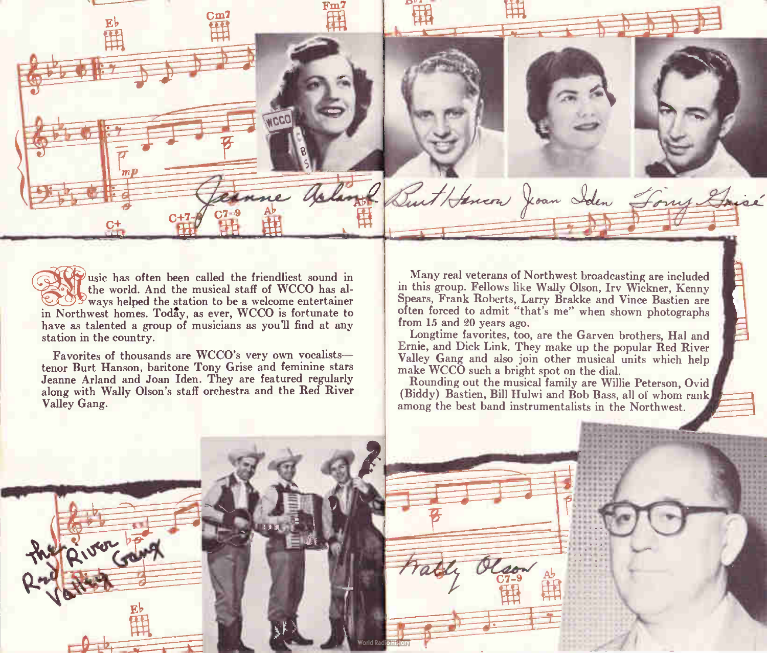Jeanne Arland Burt Hanson Joan Iden Tony Grisé

Music has often been called the friendliest sound in the world. And the musical staff of WCCO has always helped the station to be a welcome entertainer in Northwest homes. Today, as ever, WCCO is fortunate to have as talented a group of musicians as you'll find at any station in the country.

Favorites of thousands are WCCO's very own vocalists—tenor Burt Hanson, baritone Tony Grise and feminine stars Jeanne Arland and Joan Iden. They are featured regularly along with Wally Olson's staff orchestra and the Red River Valley Gang.

Many real veterans of Northwest broadcasting are included in this group. Fellows like Wally Olson, Irv Wickner, Kenny Spears, Frank Roberts, Larry Brakke and Vince Bastien are often forced to admit "that's me" when shown photographs from 15 and 20 years ago.

Longtime favorites, too, are the Garven brothers, Hal and Ernie, and Dick Link. They make up the popular Red River Valley Gang and also join other musical units which help make WCCO such a bright spot on the dial.

Rounding out the musical family are Willie Peterson, Ovid (Biddy) Bastien, Bill Hulwi and Bob Bass, all of whom rank among the best band instrumentalists in the Northwest.

The Red River Valley Gang

Wally Olson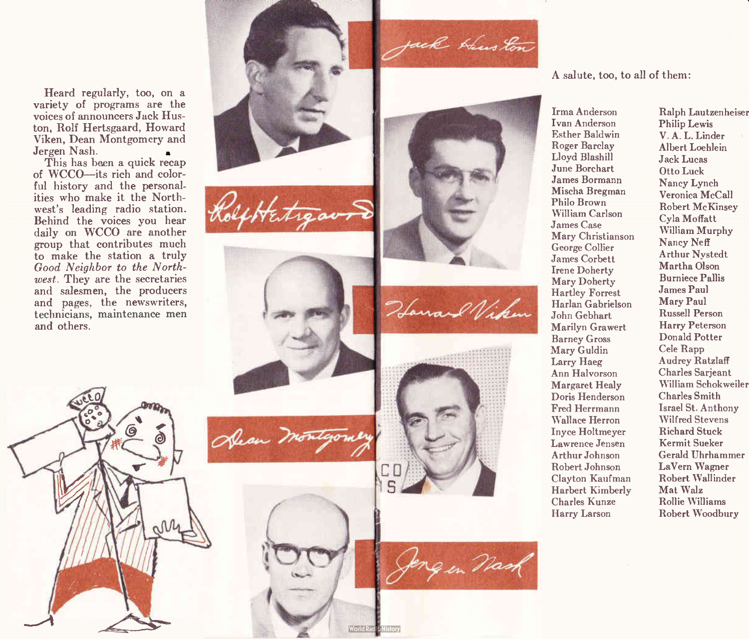Heard regularly, too, on a variety of programs are the voices of announcers Jack Huston, Rolf Hertsgaard, Howard Viken, Dean Montgomery and Jergen Nash.

This has been a quick recap of WCCO—its rich and colorful history and the personalities who make it the Northwest's leading radio station. Behind the voices you hear daily on WCCO are another group that contributes much to make the station a truly *Good Neighbor to the Northwest*. They are the secretaries and salesmen, the producers and pages, the newswriters, technicians, maintenance men and others.

Jack Huston

Rolf Hertsgaard

Howard Viken

Dean Montgomery

Jergen Nash

A salute, too, to all of them:

Irma Anderson
Ivan Anderson
Esther Baldwin
Roger Barclay
Lloyd Blashill
June Borchart
James Bormann
Mischa Bregman
Philo Brown
William Carlson
James Case
Mary Christianson
George Collier
James Corbett
Irene Doherty
Mary Doherty
Hartley Forrest
Harlan Gabrielson
John Gebhart
Marilyn Grawert
Barney Gross
Mary Guldin
Larry Haeg
Ann Halvorson
Margaret Healy
Doris Henderson
Fred Herrmann
Wallace Herron
Inyce Holtmeyer
Lawrence Jensen
Arthur Johnson
Robert Johnson
Clayton Kaufman
Harbert Kimberly
Charles Kunze
Harry Larson
Ralph Lautzenheiser
Philip Lewis
V. A. L. Linder
Albert Loehlein
Jack Lucas
Otto Luck
Nancy Lynch
Veronica McCall
Robert McKinsey
Cyla Moffatt
William Murphy
Nancy Neff
Arthur Nystedt
Martha Olson
Burniece Pallis
James Paul
Mary Paul
Russell Person
Harry Peterson
Donald Potter
Cele Rapp
Audrey Ratzlaff
Charles Sarjeant
William Schokweiler
Charles Smith
Israel St. Anthony
Wilfred Stevens
Richard Stuck
Kermit Sueker
Gerald Uhrhammer
LaVern Wagner
Robert Wallinder
Mat Walz
Rollie Williams
Robert Woodbury